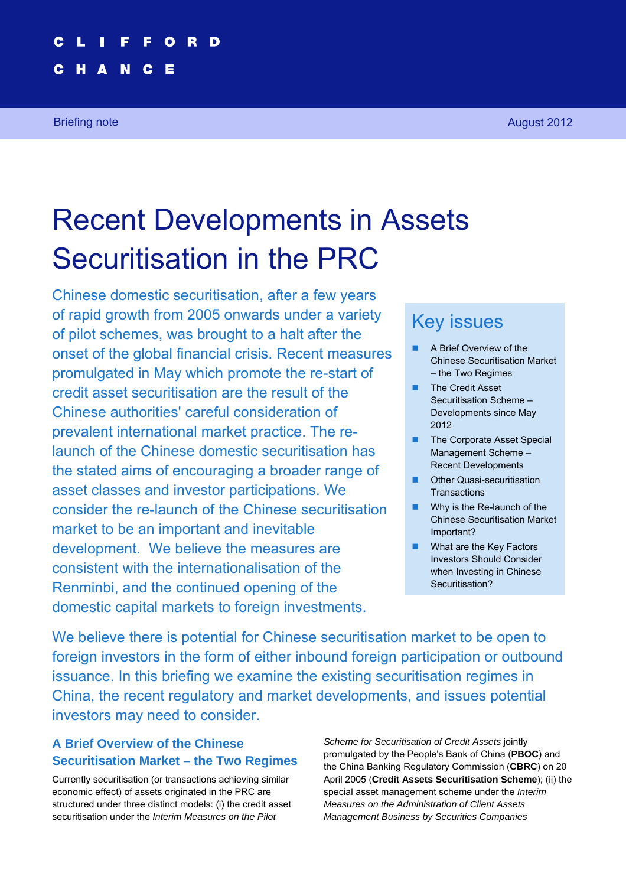CLIFFORD CHANCE

Briefing note

August 2012

# Recent Developments in Assets Securitisation in the PRC

Chinese domestic securitisation, after a few years of rapid growth from 2005 onwards under a variety of pilot schemes, was brought to a halt after the onset of the global financial crisis. Recent measures promulgated in May which promote the re-start of credit asset securitisation are the result of the Chinese authorities' careful consideration of prevalent international market practice. The re-launch of the Chinese domestic securitisation has the stated aims of encouraging a broader range of asset classes and investor participations. We consider the re-launch of the Chinese securitisation market to be an important and inevitable development. We believe the measures are consistent with the internationalisation of the Renminbi, and the continued opening of the domestic capital markets to foreign investments.

## Key issues

- A Brief Overview of the Chinese Securitisation Market – the Two Regimes
- The Credit Asset Securitisation Scheme – Developments since May 2012
- The Corporate Asset Special Management Scheme – Recent Developments
- Other Quasi-securitisation Transactions
- Why is the Re-launch of the Chinese Securitisation Market Important?
- What are the Key Factors Investors Should Consider when Investing in Chinese Securitisation?

We believe there is potential for Chinese securitisation market to be open to foreign investors in the form of either inbound foreign participation or outbound issuance. In this briefing we examine the existing securitisation regimes in China, the recent regulatory and market developments, and issues potential investors may need to consider.

## A Brief Overview of the Chinese Securitisation Market – the Two Regimes

Currently securitisation (or transactions achieving similar economic effect) of assets originated in the PRC are structured under three distinct models: (i) the credit asset securitisation under the *Interim Measures on the Pilot Scheme for Securitisation of Credit Assets* jointly promulgated by the People's Bank of China (**PBOC**) and the China Banking Regulatory Commission (**CBRC**) on 20 April 2005 (**Credit Assets Securitisation Scheme**); (ii) the special asset management scheme under the *Interim Measures on the Administration of Client Assets Management Business by Securities Companies*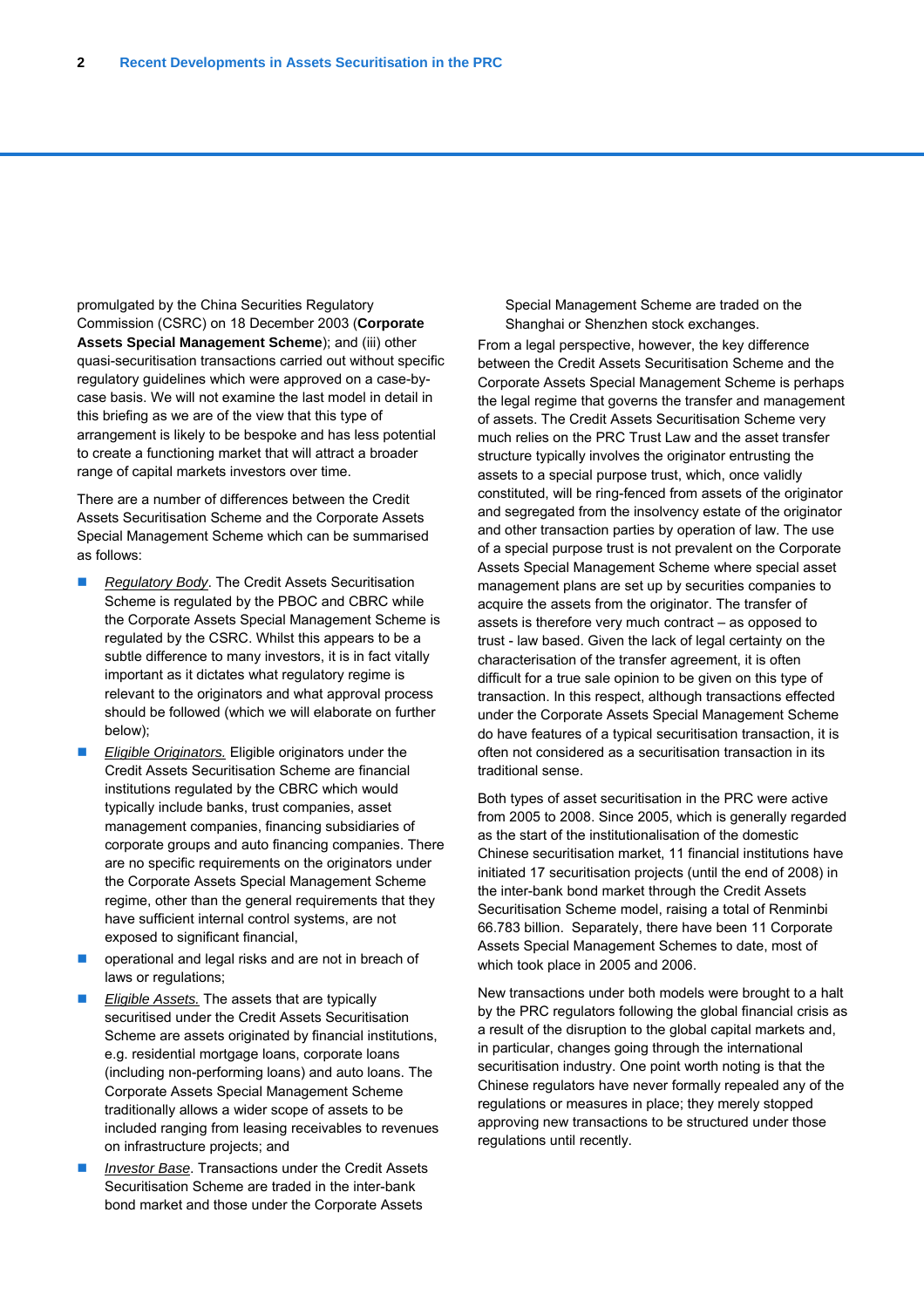promulgated by the China Securities Regulatory Commission (CSRC) on 18 December 2003 (**Corporate Assets Special Management Scheme**); and (iii) other quasi-securitisation transactions carried out without specific regulatory guidelines which were approved on a case-by-case basis. We will not examine the last model in detail in this briefing as we are of the view that this type of arrangement is likely to be bespoke and has less potential to create a functioning market that will attract a broader range of capital markets investors over time.

There are a number of differences between the Credit Assets Securitisation Scheme and the Corporate Assets Special Management Scheme which can be summarised as follows:

- *Regulatory Body*. The Credit Assets Securitisation Scheme is regulated by the PBOC and CBRC while the Corporate Assets Special Management Scheme is regulated by the CSRC. Whilst this appears to be a subtle difference to many investors, it is in fact vitally important as it dictates what regulatory regime is relevant to the originators and what approval process should be followed (which we will elaborate on further below);
- *Eligible Originators.* Eligible originators under the Credit Assets Securitisation Scheme are financial institutions regulated by the CBRC which would typically include banks, trust companies, asset management companies, financing subsidiaries of corporate groups and auto financing companies. There are no specific requirements on the originators under the Corporate Assets Special Management Scheme regime, other than the general requirements that they have sufficient internal control systems, are not exposed to significant financial,
- operational and legal risks and are not in breach of laws or regulations;
- *Eligible Assets.* The assets that are typically securitised under the Credit Assets Securitisation Scheme are assets originated by financial institutions, e.g. residential mortgage loans, corporate loans (including non-performing loans) and auto loans. The Corporate Assets Special Management Scheme traditionally allows a wider scope of assets to be included ranging from leasing receivables to revenues on infrastructure projects; and
- *Investor Base*. Transactions under the Credit Assets Securitisation Scheme are traded in the inter-bank bond market and those under the Corporate Assets Special Management Scheme are traded on the Shanghai or Shenzhen stock exchanges.

From a legal perspective, however, the key difference between the Credit Assets Securitisation Scheme and the Corporate Assets Special Management Scheme is perhaps the legal regime that governs the transfer and management of assets. The Credit Assets Securitisation Scheme very much relies on the PRC Trust Law and the asset transfer structure typically involves the originator entrusting the assets to a special purpose trust, which, once validly constituted, will be ring-fenced from assets of the originator and segregated from the insolvency estate of the originator and other transaction parties by operation of law. The use of a special purpose trust is not prevalent on the Corporate Assets Special Management Scheme where special asset management plans are set up by securities companies to acquire the assets from the originator. The transfer of assets is therefore very much contract – as opposed to trust - law based. Given the lack of legal certainty on the characterisation of the transfer agreement, it is often difficult for a true sale opinion to be given on this type of transaction. In this respect, although transactions effected under the Corporate Assets Special Management Scheme do have features of a typical securitisation transaction, it is often not considered as a securitisation transaction in its traditional sense.

Both types of asset securitisation in the PRC were active from 2005 to 2008. Since 2005, which is generally regarded as the start of the institutionalisation of the domestic Chinese securitisation market, 11 financial institutions have initiated 17 securitisation projects (until the end of 2008) in the inter-bank bond market through the Credit Assets Securitisation Scheme model, raising a total of Renminbi 66.783 billion. Separately, there have been 11 Corporate Assets Special Management Schemes to date, most of which took place in 2005 and 2006.

New transactions under both models were brought to a halt by the PRC regulators following the global financial crisis as a result of the disruption to the global capital markets and, in particular, changes going through the international securitisation industry. One point worth noting is that the Chinese regulators have never formally repealed any of the regulations or measures in place; they merely stopped approving new transactions to be structured under those regulations until recently.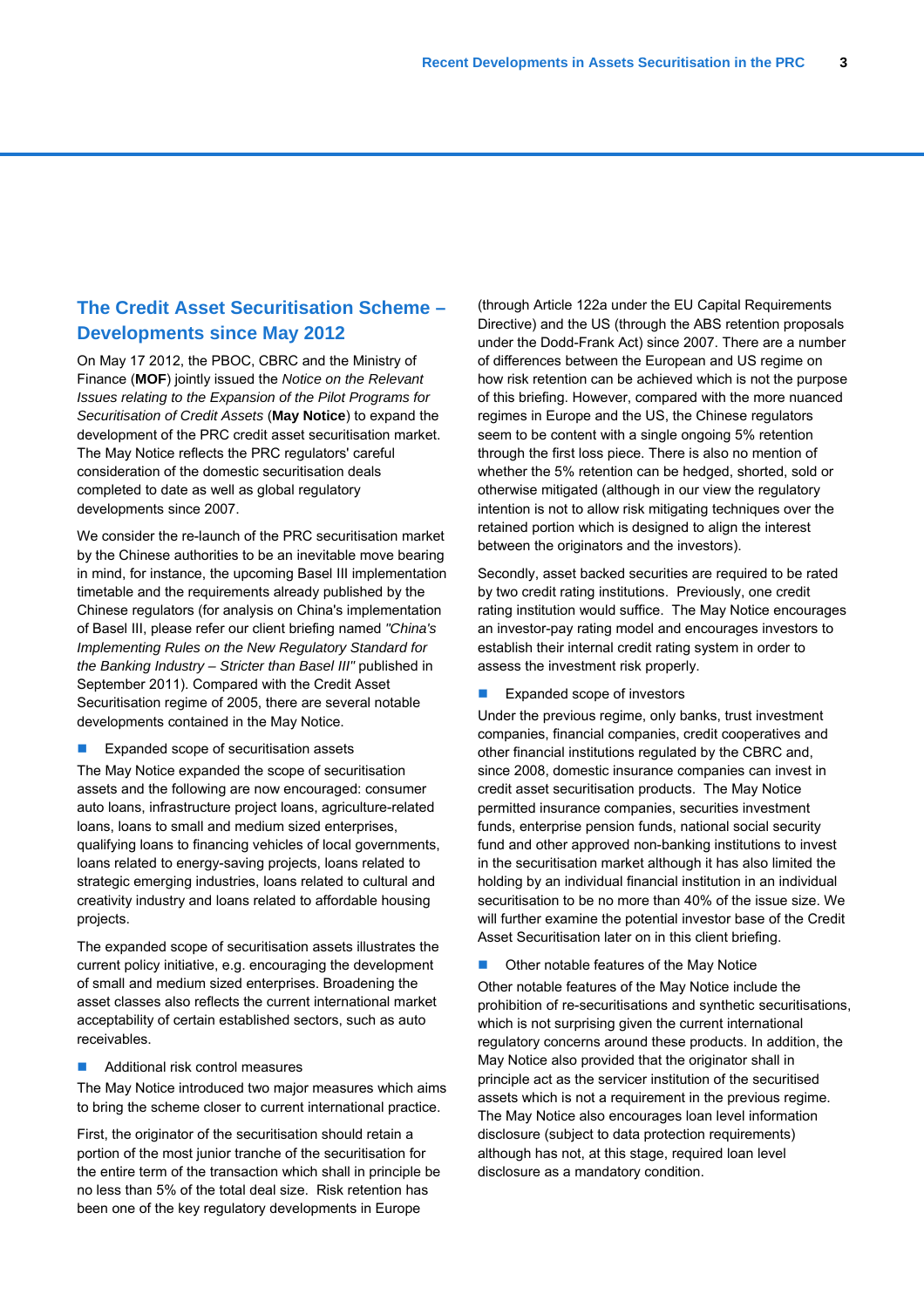## The Credit Asset Securitisation Scheme – Developments since May 2012

On May 17 2012, the PBOC, CBRC and the Ministry of Finance (**MOF**) jointly issued the *Notice on the Relevant Issues relating to the Expansion of the Pilot Programs for Securitisation of Credit Assets* (**May Notice**) to expand the development of the PRC credit asset securitisation market. The May Notice reflects the PRC regulators' careful consideration of the domestic securitisation deals completed to date as well as global regulatory developments since 2007.

We consider the re-launch of the PRC securitisation market by the Chinese authorities to be an inevitable move bearing in mind, for instance, the upcoming Basel III implementation timetable and the requirements already published by the Chinese regulators (for analysis on China's implementation of Basel III, please refer our client briefing named *"China's Implementing Rules on the New Regulatory Standard for the Banking Industry – Stricter than Basel III"* published in September 2011). Compared with the Credit Asset Securitisation regime of 2005, there are several notable developments contained in the May Notice.

- Expanded scope of securitisation assets

The May Notice expanded the scope of securitisation assets and the following are now encouraged: consumer auto loans, infrastructure project loans, agriculture-related loans, loans to small and medium sized enterprises, qualifying loans to financing vehicles of local governments, loans related to energy-saving projects, loans related to strategic emerging industries, loans related to cultural and creativity industry and loans related to affordable housing projects.

The expanded scope of securitisation assets illustrates the current policy initiative, e.g. encouraging the development of small and medium sized enterprises. Broadening the asset classes also reflects the current international market acceptability of certain established sectors, such as auto receivables.

- Additional risk control measures

The May Notice introduced two major measures which aims to bring the scheme closer to current international practice.

First, the originator of the securitisation should retain a portion of the most junior tranche of the securitisation for the entire term of the transaction which shall in principle be no less than 5% of the total deal size. Risk retention has been one of the key regulatory developments in Europe (through Article 122a under the EU Capital Requirements Directive) and the US (through the ABS retention proposals under the Dodd-Frank Act) since 2007. There are a number of differences between the European and US regime on how risk retention can be achieved which is not the purpose of this briefing. However, compared with the more nuanced regimes in Europe and the US, the Chinese regulators seem to be content with a single ongoing 5% retention through the first loss piece. There is also no mention of whether the 5% retention can be hedged, shorted, sold or otherwise mitigated (although in our view the regulatory intention is not to allow risk mitigating techniques over the retained portion which is designed to align the interest between the originators and the investors).

Secondly, asset backed securities are required to be rated by two credit rating institutions. Previously, one credit rating institution would suffice. The May Notice encourages an investor-pay rating model and encourages investors to establish their internal credit rating system in order to assess the investment risk properly.

- Expanded scope of investors

Under the previous regime, only banks, trust investment companies, financial companies, credit cooperatives and other financial institutions regulated by the CBRC and, since 2008, domestic insurance companies can invest in credit asset securitisation products. The May Notice permitted insurance companies, securities investment funds, enterprise pension funds, national social security fund and other approved non-banking institutions to invest in the securitisation market although it has also limited the holding by an individual financial institution in an individual securitisation to be no more than 40% of the issue size. We will further examine the potential investor base of the Credit Asset Securitisation later on in this client briefing.

- Other notable features of the May Notice

Other notable features of the May Notice include the prohibition of re-securitisations and synthetic securitisations, which is not surprising given the current international regulatory concerns around these products. In addition, the May Notice also provided that the originator shall in principle act as the servicer institution of the securitised assets which is not a requirement in the previous regime. The May Notice also encourages loan level information disclosure (subject to data protection requirements) although has not, at this stage, required loan level disclosure as a mandatory condition.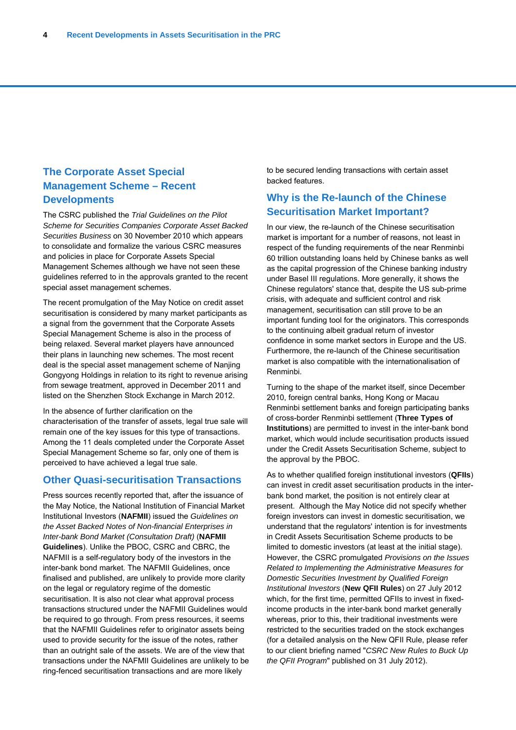## The Corporate Asset Special Management Scheme – Recent Developments

The CSRC published the *Trial Guidelines on the Pilot Scheme for Securities Companies Corporate Asset Backed Securities Business* on 30 November 2010 which appears to consolidate and formalize the various CSRC measures and policies in place for Corporate Assets Special Management Schemes although we have not seen these guidelines referred to in the approvals granted to the recent special asset management schemes.

The recent promulgation of the May Notice on credit asset securitisation is considered by many market participants as a signal from the government that the Corporate Assets Special Management Scheme is also in the process of being relaxed. Several market players have announced their plans in launching new schemes. The most recent deal is the special asset management scheme of Nanjing Gongyong Holdings in relation to its right to revenue arising from sewage treatment, approved in December 2011 and listed on the Shenzhen Stock Exchange in March 2012.

In the absence of further clarification on the characterisation of the transfer of assets, legal true sale will remain one of the key issues for this type of transactions. Among the 11 deals completed under the Corporate Asset Special Management Scheme so far, only one of them is perceived to have achieved a legal true sale.

## Other Quasi-securitisation Transactions

Press sources recently reported that, after the issuance of the May Notice, the National Institution of Financial Market Institutional Investors (**NAFMII**) issued the *Guidelines on the Asset Backed Notes of Non-financial Enterprises in Inter-bank Bond Market (Consultation Draft)* (**NAFMII Guidelines**). Unlike the PBOC, CSRC and CBRC, the NAFMII is a self-regulatory body of the investors in the inter-bank bond market. The NAFMII Guidelines, once finalised and published, are unlikely to provide more clarity on the legal or regulatory regime of the domestic securitisation. It is also not clear what approval process transactions structured under the NAFMII Guidelines would be required to go through. From press resources, it seems that the NAFMII Guidelines refer to originator assets being used to provide security for the issue of the notes, rather than an outright sale of the assets. We are of the view that transactions under the NAFMII Guidelines are unlikely to be ring-fenced securitisation transactions and are more likely to be secured lending transactions with certain asset backed features.

## Why is the Re-launch of the Chinese Securitisation Market Important?

In our view, the re-launch of the Chinese securitisation market is important for a number of reasons, not least in respect of the funding requirements of the near Renminbi 60 trillion outstanding loans held by Chinese banks as well as the capital progression of the Chinese banking industry under Basel III regulations. More generally, it shows the Chinese regulators' stance that, despite the US sub-prime crisis, with adequate and sufficient control and risk management, securitisation can still prove to be an important funding tool for the originators. This corresponds to the continuing albeit gradual return of investor confidence in some market sectors in Europe and the US. Furthermore, the re-launch of the Chinese securitisation market is also compatible with the internationalisation of Renminbi.

Turning to the shape of the market itself, since December 2010, foreign central banks, Hong Kong or Macau Renminbi settlement banks and foreign participating banks of cross-border Renminbi settlement (**Three Types of Institutions**) are permitted to invest in the inter-bank bond market, which would include securitisation products issued under the Credit Assets Securitisation Scheme, subject to the approval by the PBOC.

As to whether qualified foreign institutional investors (**QFIIs**) can invest in credit asset securitisation products in the inter-bank bond market, the position is not entirely clear at present. Although the May Notice did not specify whether foreign investors can invest in domestic securitisation, we understand that the regulators' intention is for investments in Credit Assets Securitisation Scheme products to be limited to domestic investors (at least at the initial stage). However, the CSRC promulgated *Provisions on the Issues Related to Implementing the Administrative Measures for Domestic Securities Investment by Qualified Foreign Institutional Investors* (**New QFII Rules**) on 27 July 2012 which, for the first time, permitted QFIIs to invest in fixed-income products in the inter-bank bond market generally whereas, prior to this, their traditional investments were restricted to the securities traded on the stock exchanges (for a detailed analysis on the New QFII Rule, please refer to our client briefing named "*CSRC New Rules to Buck Up the QFII Program*" published on 31 July 2012).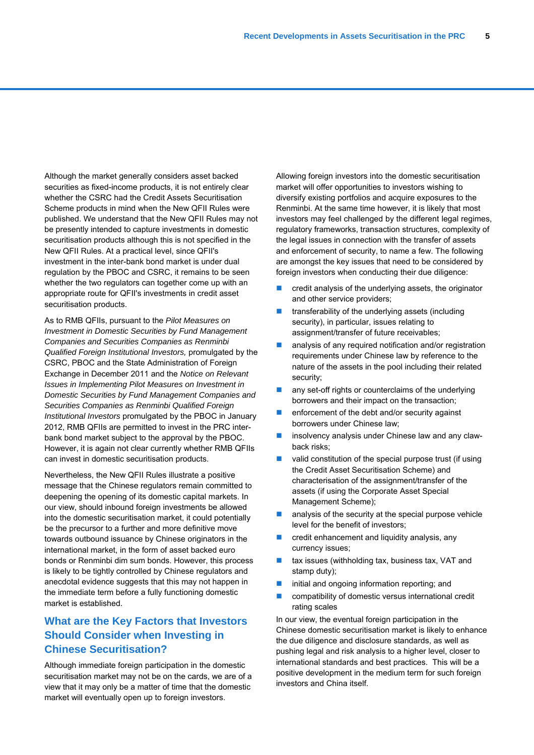Although the market generally considers asset backed securities as fixed-income products, it is not entirely clear whether the CSRC had the Credit Assets Securitisation Scheme products in mind when the New QFII Rules were published. We understand that the New QFII Rules may not be presently intended to capture investments in domestic securitisation products although this is not specified in the New QFII Rules. At a practical level, since QFII's investment in the inter-bank bond market is under dual regulation by the PBOC and CSRC, it remains to be seen whether the two regulators can together come up with an appropriate route for QFII's investments in credit asset securitisation products.

As to RMB QFIIs, pursuant to the *Pilot Measures on Investment in Domestic Securities by Fund Management Companies and Securities Companies as Renminbi Qualified Foreign Institutional Investors,* promulgated by the CSRC, PBOC and the State Administration of Foreign Exchange in December 2011 and the *Notice on Relevant Issues in Implementing Pilot Measures on Investment in Domestic Securities by Fund Management Companies and Securities Companies as Renminbi Qualified Foreign Institutional Investors* promulgated by the PBOC in January 2012, RMB QFIIs are permitted to invest in the PRC inter-bank bond market subject to the approval by the PBOC. However, it is again not clear currently whether RMB QFIIs can invest in domestic securitisation products.

Nevertheless, the New QFII Rules illustrate a positive message that the Chinese regulators remain committed to deepening the opening of its domestic capital markets. In our view, should inbound foreign investments be allowed into the domestic securitisation market, it could potentially be the precursor to a further and more definitive move towards outbound issuance by Chinese originators in the international market, in the form of asset backed euro bonds or Renminbi dim sum bonds. However, this process is likely to be tightly controlled by Chinese regulators and anecdotal evidence suggests that this may not happen in the immediate term before a fully functioning domestic market is established.

## What are the Key Factors that Investors Should Consider when Investing in Chinese Securitisation?

Although immediate foreign participation in the domestic securitisation market may not be on the cards, we are of a view that it may only be a matter of time that the domestic market will eventually open up to foreign investors.

Allowing foreign investors into the domestic securitisation market will offer opportunities to investors wishing to diversify existing portfolios and acquire exposures to the Renminbi. At the same time however, it is likely that most investors may feel challenged by the different legal regimes, regulatory frameworks, transaction structures, complexity of the legal issues in connection with the transfer of assets and enforcement of security, to name a few. The following are amongst the key issues that need to be considered by foreign investors when conducting their due diligence:

- credit analysis of the underlying assets, the originator and other service providers;
- transferability of the underlying assets (including security), in particular, issues relating to assignment/transfer of future receivables;
- analysis of any required notification and/or registration requirements under Chinese law by reference to the nature of the assets in the pool including their related security;
- any set-off rights or counterclaims of the underlying borrowers and their impact on the transaction;
- enforcement of the debt and/or security against borrowers under Chinese law;
- insolvency analysis under Chinese law and any claw-back risks;
- valid constitution of the special purpose trust (if using the Credit Asset Securitisation Scheme) and characterisation of the assignment/transfer of the assets (if using the Corporate Asset Special Management Scheme);
- analysis of the security at the special purpose vehicle level for the benefit of investors;
- credit enhancement and liquidity analysis, any currency issues;
- tax issues (withholding tax, business tax, VAT and stamp duty);
- initial and ongoing information reporting; and
- compatibility of domestic versus international credit rating scales

In our view, the eventual foreign participation in the Chinese domestic securitisation market is likely to enhance the due diligence and disclosure standards, as well as pushing legal and risk analysis to a higher level, closer to international standards and best practices. This will be a positive development in the medium term for such foreign investors and China itself.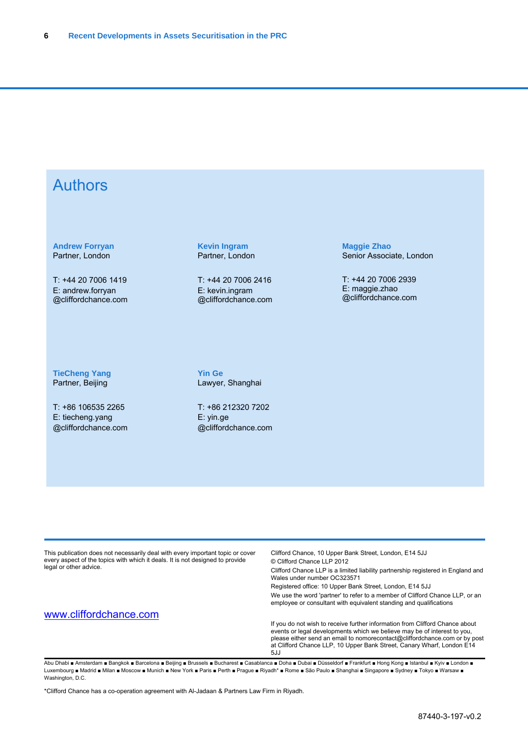## Authors

**Andrew Forryan**
Partner, London

T: +44 20 7006 1419
E: andrew.forryan
@cliffordchance.com

**Kevin Ingram**
Partner, London

T: +44 20 7006 2416
E: kevin.ingram
@cliffordchance.com

**Maggie Zhao**
Senior Associate, London

T: +44 20 7006 2939
E: maggie.zhao
@cliffordchance.com

**TieCheng Yang**
Partner, Beijing

T: +86 106535 2265
E: tiecheng.yang
@cliffordchance.com

**Yin Ge**
Lawyer, Shanghai

T: +86 212320 7202
E: yin.ge
@cliffordchance.com

This publication does not necessarily deal with every important topic or cover every aspect of the topics with which it deals. It is not designed to provide legal or other advice.

www.cliffordchance.com

Clifford Chance, 10 Upper Bank Street, London, E14 5JJ
© Clifford Chance LLP 2012
Clifford Chance LLP is a limited liability partnership registered in England and Wales under number OC323571
Registered office: 10 Upper Bank Street, London, E14 5JJ
We use the word 'partner' to refer to a member of Clifford Chance LLP, or an employee or consultant with equivalent standing and qualifications

If you do not wish to receive further information from Clifford Chance about events or legal developments which we believe may be of interest to you, please either send an email to nomorecontact@cliffordchance.com or by post at Clifford Chance LLP, 10 Upper Bank Street, Canary Wharf, London E14 5JJ

Abu Dhabi ■ Amsterdam ■ Bangkok ■ Barcelona ■ Beijing ■ Brussels ■ Bucharest ■ Casablanca ■ Doha ■ Dubai ■ Düsseldorf ■ Frankfurt ■ Hong Kong ■ Istanbul ■ Kyiv ■ London ■ Luxembourg ■ Madrid ■ Milan ■ Moscow ■ Munich ■ New York ■ Paris ■ Perth ■ Prague ■ Riyadh* ■ Rome ■ São Paulo ■ Shanghai ■ Singapore ■ Sydney ■ Tokyo ■ Warsaw ■ Washington, D.C.

*Clifford Chance has a co-operation agreement with Al-Jadaan & Partners Law Firm in Riyadh.

87440-3-197-v0.2